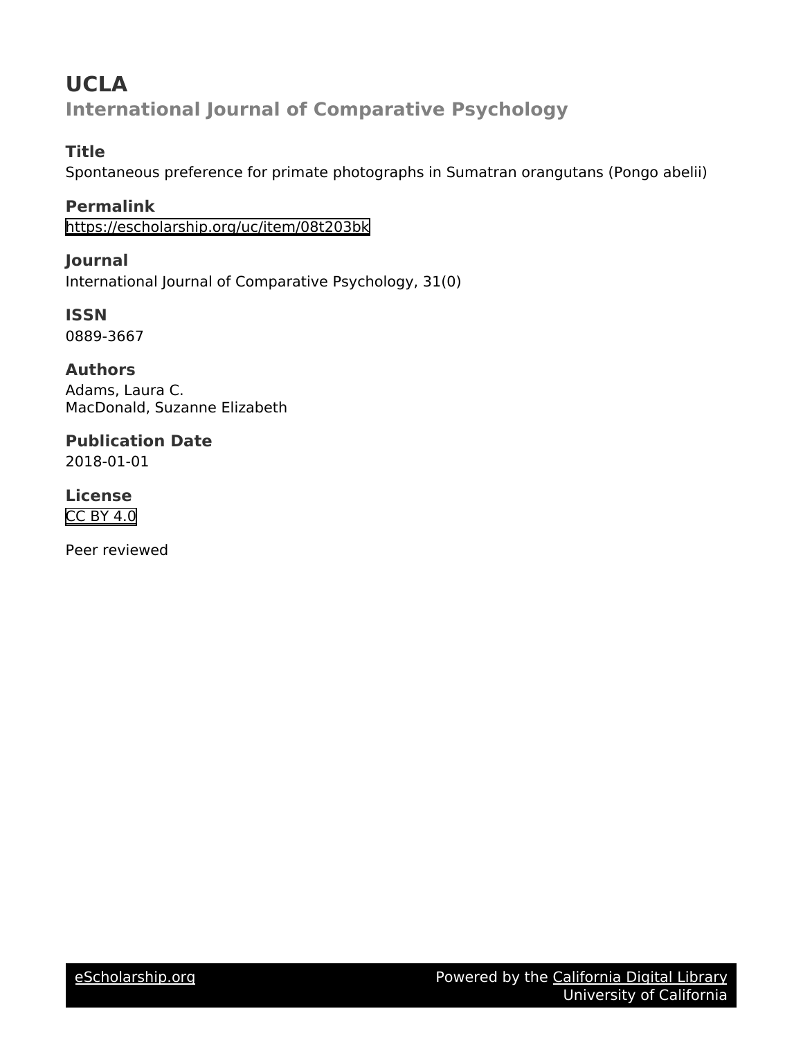# UCLA

## International Journal of Comparative Psychology

### Title

Spontaneous preference for primate photographs in Sumatran orangutans (Pongo abelii)

### Permalink

https://escholarship.org/uc/item/08t203bk

### Journal

International Journal of Comparative Psychology, 31(0)

### ISSN

0889-3667

### Authors

Adams, Laura C.
MacDonald, Suzanne Elizabeth

### Publication Date

2018-01-01

### License

CC BY 4.0

Peer reviewed

eScholarship.org Powered by the California Digital Library University of California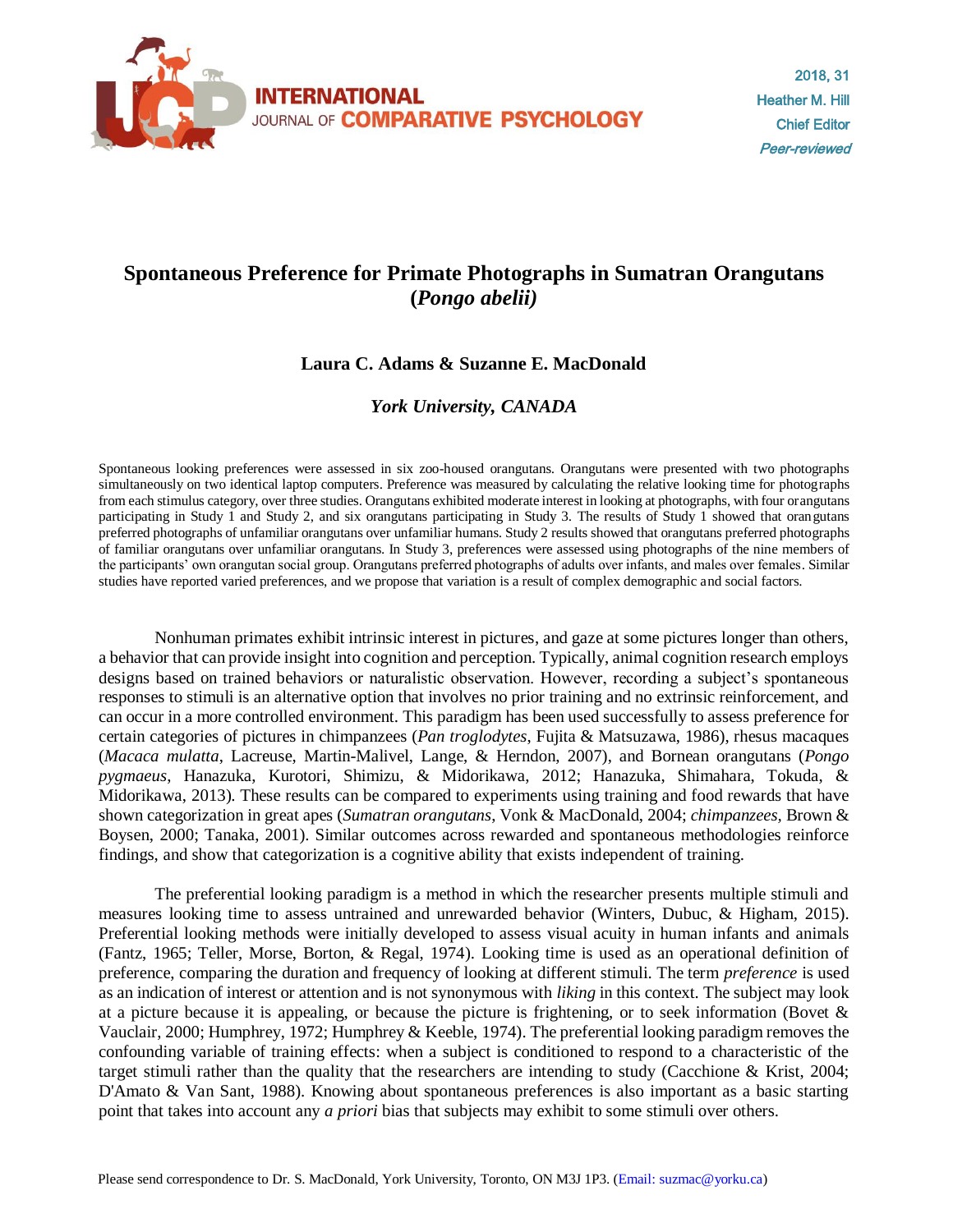# Spontaneous Preference for Primate Photographs in Sumatran Orangutans (*Pongo abelii*)

**Laura C. Adams & Suzanne E. MacDonald**

***York University, CANADA***

Spontaneous looking preferences were assessed in six zoo-housed orangutans. Orangutans were presented with two photographs simultaneously on two identical laptop computers. Preference was measured by calculating the relative looking time for photographs from each stimulus category, over three studies. Orangutans exhibited moderate interest in looking at photographs, with four orangutans participating in Study 1 and Study 2, and six orangutans participating in Study 3. The results of Study 1 showed that orangutans preferred photographs of unfamiliar orangutans over unfamiliar humans. Study 2 results showed that orangutans preferred photographs of familiar orangutans over unfamiliar orangutans. In Study 3, preferences were assessed using photographs of the nine members of the participants' own orangutan social group. Orangutans preferred photographs of adults over infants, and males over females. Similar studies have reported varied preferences, and we propose that variation is a result of complex demographic and social factors.

Nonhuman primates exhibit intrinsic interest in pictures, and gaze at some pictures longer than others, a behavior that can provide insight into cognition and perception. Typically, animal cognition research employs designs based on trained behaviors or naturalistic observation. However, recording a subject's spontaneous responses to stimuli is an alternative option that involves no prior training and no extrinsic reinforcement, and can occur in a more controlled environment. This paradigm has been used successfully to assess preference for certain categories of pictures in chimpanzees (*Pan troglodytes*, Fujita & Matsuzawa, 1986), rhesus macaques (*Macaca mulatta*, Lacreuse, Martin-Malivel, Lange, & Herndon, 2007), and Bornean orangutans (*Pongo pygmaeus*, Hanazuka, Kurotori, Shimizu, & Midorikawa, 2012; Hanazuka, Shimahara, Tokuda, & Midorikawa, 2013). These results can be compared to experiments using training and food rewards that have shown categorization in great apes (*Sumatran orangutans*, Vonk & MacDonald, 2004; *chimpanzees*, Brown & Boysen, 2000; Tanaka, 2001). Similar outcomes across rewarded and spontaneous methodologies reinforce findings, and show that categorization is a cognitive ability that exists independent of training.

The preferential looking paradigm is a method in which the researcher presents multiple stimuli and measures looking time to assess untrained and unrewarded behavior (Winters, Dubuc, & Higham, 2015). Preferential looking methods were initially developed to assess visual acuity in human infants and animals (Fantz, 1965; Teller, Morse, Borton, & Regal, 1974). Looking time is used as an operational definition of preference, comparing the duration and frequency of looking at different stimuli. The term *preference* is used as an indication of interest or attention and is not synonymous with *liking* in this context. The subject may look at a picture because it is appealing, or because the picture is frightening, or to seek information (Bovet & Vauclair, 2000; Humphrey, 1972; Humphrey & Keeble, 1974). The preferential looking paradigm removes the confounding variable of training effects: when a subject is conditioned to respond to a characteristic of the target stimuli rather than the quality that the researchers are intending to study (Cacchione & Krist, 2004; D'Amato & Van Sant, 1988). Knowing about spontaneous preferences is also important as a basic starting point that takes into account any *a priori* bias that subjects may exhibit to some stimuli over others.

Please send correspondence to Dr. S. MacDonald, York University, Toronto, ON M3J 1P3. (Email: suzmac@yorku.ca)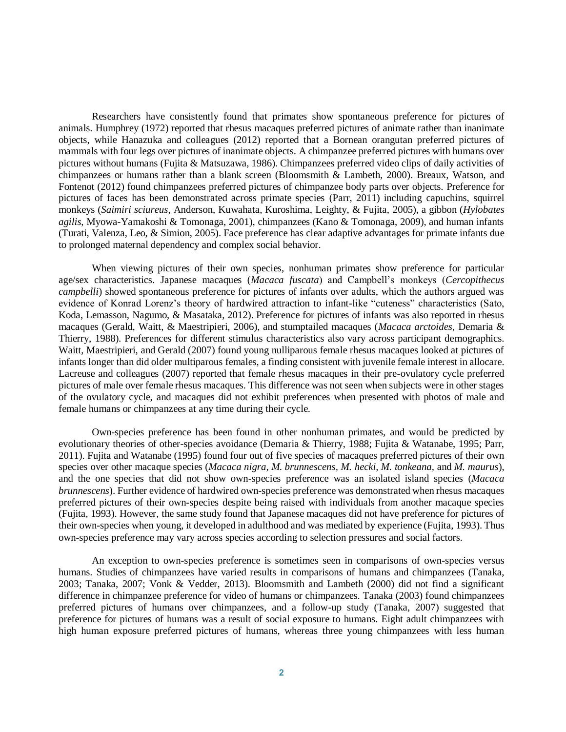Researchers have consistently found that primates show spontaneous preference for pictures of animals. Humphrey (1972) reported that rhesus macaques preferred pictures of animate rather than inanimate objects, while Hanazuka and colleagues (2012) reported that a Bornean orangutan preferred pictures of mammals with four legs over pictures of inanimate objects. A chimpanzee preferred pictures with humans over pictures without humans (Fujita & Matsuzawa, 1986). Chimpanzees preferred video clips of daily activities of chimpanzees or humans rather than a blank screen (Bloomsmith & Lambeth, 2000). Breaux, Watson, and Fontenot (2012) found chimpanzees preferred pictures of chimpanzee body parts over objects. Preference for pictures of faces has been demonstrated across primate species (Parr, 2011) including capuchins, squirrel monkeys (*Saimiri sciureus*, Anderson, Kuwahata, Kuroshima, Leighty, & Fujita, 2005), a gibbon (*Hylobates agilis*, Myowa-Yamakoshi & Tomonaga, 2001), chimpanzees (Kano & Tomonaga, 2009), and human infants (Turati, Valenza, Leo, & Simion, 2005). Face preference has clear adaptive advantages for primate infants due to prolonged maternal dependency and complex social behavior.

When viewing pictures of their own species, nonhuman primates show preference for particular age/sex characteristics. Japanese macaques (*Macaca fuscata*) and Campbell's monkeys (*Cercopithecus campbelli*) showed spontaneous preference for pictures of infants over adults, which the authors argued was evidence of Konrad Lorenz's theory of hardwired attraction to infant-like "cuteness" characteristics (Sato, Koda, Lemasson, Nagumo, & Masataka, 2012). Preference for pictures of infants was also reported in rhesus macaques (Gerald, Waitt, & Maestripieri, 2006), and stumptailed macaques (*Macaca arctoides*, Demaria & Thierry, 1988). Preferences for different stimulus characteristics also vary across participant demographics. Waitt, Maestripieri, and Gerald (2007) found young nulliparous female rhesus macaques looked at pictures of infants longer than did older multiparous females, a finding consistent with juvenile female interest in allocare. Lacreuse and colleagues (2007) reported that female rhesus macaques in their pre-ovulatory cycle preferred pictures of male over female rhesus macaques. This difference was not seen when subjects were in other stages of the ovulatory cycle, and macaques did not exhibit preferences when presented with photos of male and female humans or chimpanzees at any time during their cycle.

Own-species preference has been found in other nonhuman primates, and would be predicted by evolutionary theories of other-species avoidance (Demaria & Thierry, 1988; Fujita & Watanabe, 1995; Parr, 2011). Fujita and Watanabe (1995) found four out of five species of macaques preferred pictures of their own species over other macaque species (*Macaca nigra*, *M. brunnescens*, *M. hecki*, *M. tonkeana*, and *M. maurus*), and the one species that did not show own-species preference was an isolated island species (*Macaca brunnescens*). Further evidence of hardwired own-species preference was demonstrated when rhesus macaques preferred pictures of their own-species despite being raised with individuals from another macaque species (Fujita, 1993). However, the same study found that Japanese macaques did not have preference for pictures of their own-species when young, it developed in adulthood and was mediated by experience (Fujita, 1993). Thus own-species preference may vary across species according to selection pressures and social factors.

An exception to own-species preference is sometimes seen in comparisons of own-species versus humans. Studies of chimpanzees have varied results in comparisons of humans and chimpanzees (Tanaka, 2003; Tanaka, 2007; Vonk & Vedder, 2013). Bloomsmith and Lambeth (2000) did not find a significant difference in chimpanzee preference for video of humans or chimpanzees. Tanaka (2003) found chimpanzees preferred pictures of humans over chimpanzees, and a follow-up study (Tanaka, 2007) suggested that preference for pictures of humans was a result of social exposure to humans. Eight adult chimpanzees with high human exposure preferred pictures of humans, whereas three young chimpanzees with less human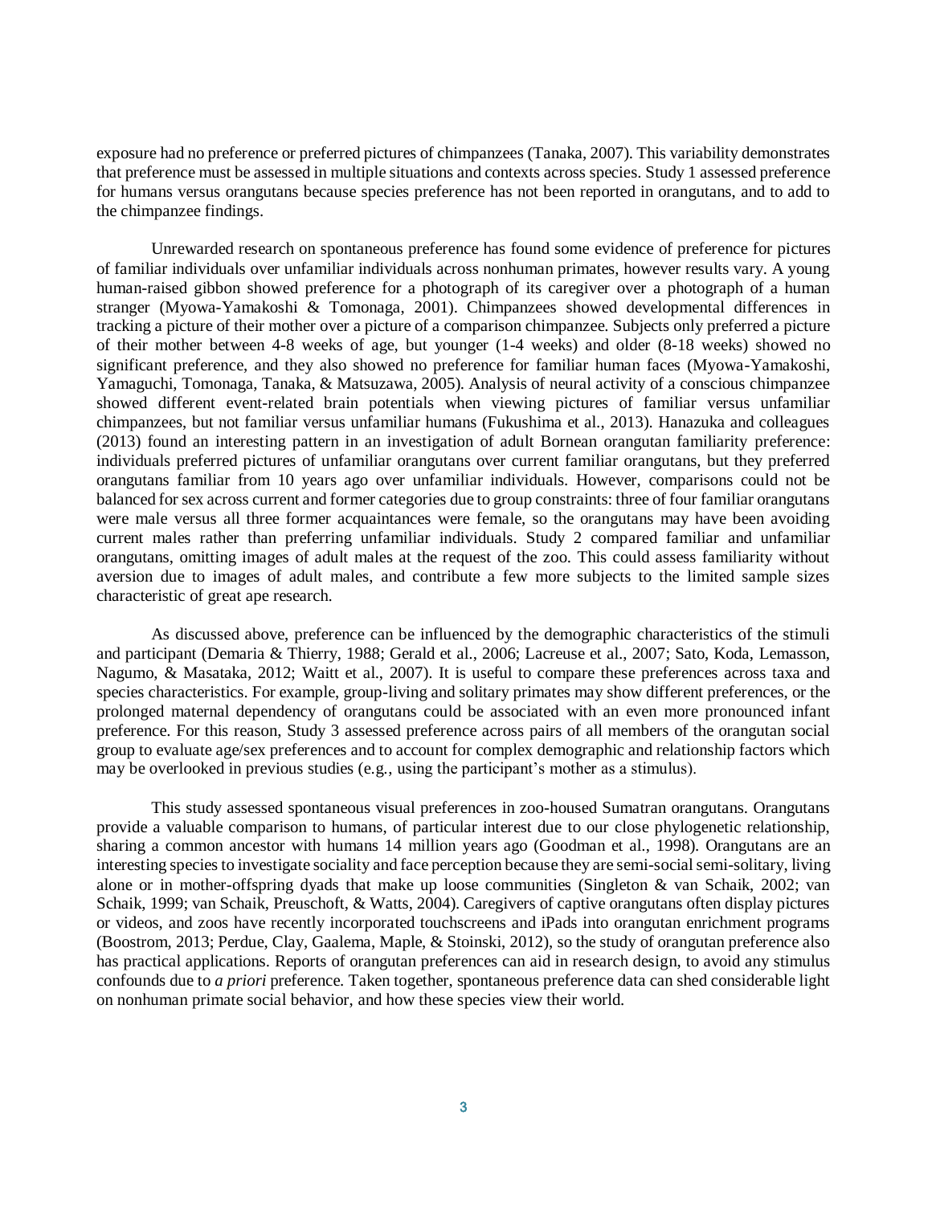exposure had no preference or preferred pictures of chimpanzees (Tanaka, 2007). This variability demonstrates that preference must be assessed in multiple situations and contexts across species. Study 1 assessed preference for humans versus orangutans because species preference has not been reported in orangutans, and to add to the chimpanzee findings.

Unrewarded research on spontaneous preference has found some evidence of preference for pictures of familiar individuals over unfamiliar individuals across nonhuman primates, however results vary. A young human-raised gibbon showed preference for a photograph of its caregiver over a photograph of a human stranger (Myowa-Yamakoshi & Tomonaga, 2001). Chimpanzees showed developmental differences in tracking a picture of their mother over a picture of a comparison chimpanzee. Subjects only preferred a picture of their mother between 4-8 weeks of age, but younger (1-4 weeks) and older (8-18 weeks) showed no significant preference, and they also showed no preference for familiar human faces (Myowa-Yamakoshi, Yamaguchi, Tomonaga, Tanaka, & Matsuzawa, 2005). Analysis of neural activity of a conscious chimpanzee showed different event-related brain potentials when viewing pictures of familiar versus unfamiliar chimpanzees, but not familiar versus unfamiliar humans (Fukushima et al., 2013). Hanazuka and colleagues (2013) found an interesting pattern in an investigation of adult Bornean orangutan familiarity preference: individuals preferred pictures of unfamiliar orangutans over current familiar orangutans, but they preferred orangutans familiar from 10 years ago over unfamiliar individuals. However, comparisons could not be balanced for sex across current and former categories due to group constraints: three of four familiar orangutans were male versus all three former acquaintances were female, so the orangutans may have been avoiding current males rather than preferring unfamiliar individuals. Study 2 compared familiar and unfamiliar orangutans, omitting images of adult males at the request of the zoo. This could assess familiarity without aversion due to images of adult males, and contribute a few more subjects to the limited sample sizes characteristic of great ape research.

As discussed above, preference can be influenced by the demographic characteristics of the stimuli and participant (Demaria & Thierry, 1988; Gerald et al., 2006; Lacreuse et al., 2007; Sato, Koda, Lemasson, Nagumo, & Masataka, 2012; Waitt et al., 2007). It is useful to compare these preferences across taxa and species characteristics. For example, group-living and solitary primates may show different preferences, or the prolonged maternal dependency of orangutans could be associated with an even more pronounced infant preference. For this reason, Study 3 assessed preference across pairs of all members of the orangutan social group to evaluate age/sex preferences and to account for complex demographic and relationship factors which may be overlooked in previous studies (e.g., using the participant's mother as a stimulus).

This study assessed spontaneous visual preferences in zoo-housed Sumatran orangutans. Orangutans provide a valuable comparison to humans, of particular interest due to our close phylogenetic relationship, sharing a common ancestor with humans 14 million years ago (Goodman et al., 1998). Orangutans are an interesting species to investigate sociality and face perception because they are semi-social semi-solitary, living alone or in mother-offspring dyads that make up loose communities (Singleton & van Schaik, 2002; van Schaik, 1999; van Schaik, Preuschoft, & Watts, 2004). Caregivers of captive orangutans often display pictures or videos, and zoos have recently incorporated touchscreens and iPads into orangutan enrichment programs (Boostrom, 2013; Perdue, Clay, Gaalema, Maple, & Stoinski, 2012), so the study of orangutan preference also has practical applications. Reports of orangutan preferences can aid in research design, to avoid any stimulus confounds due to *a priori* preference. Taken together, spontaneous preference data can shed considerable light on nonhuman primate social behavior, and how these species view their world.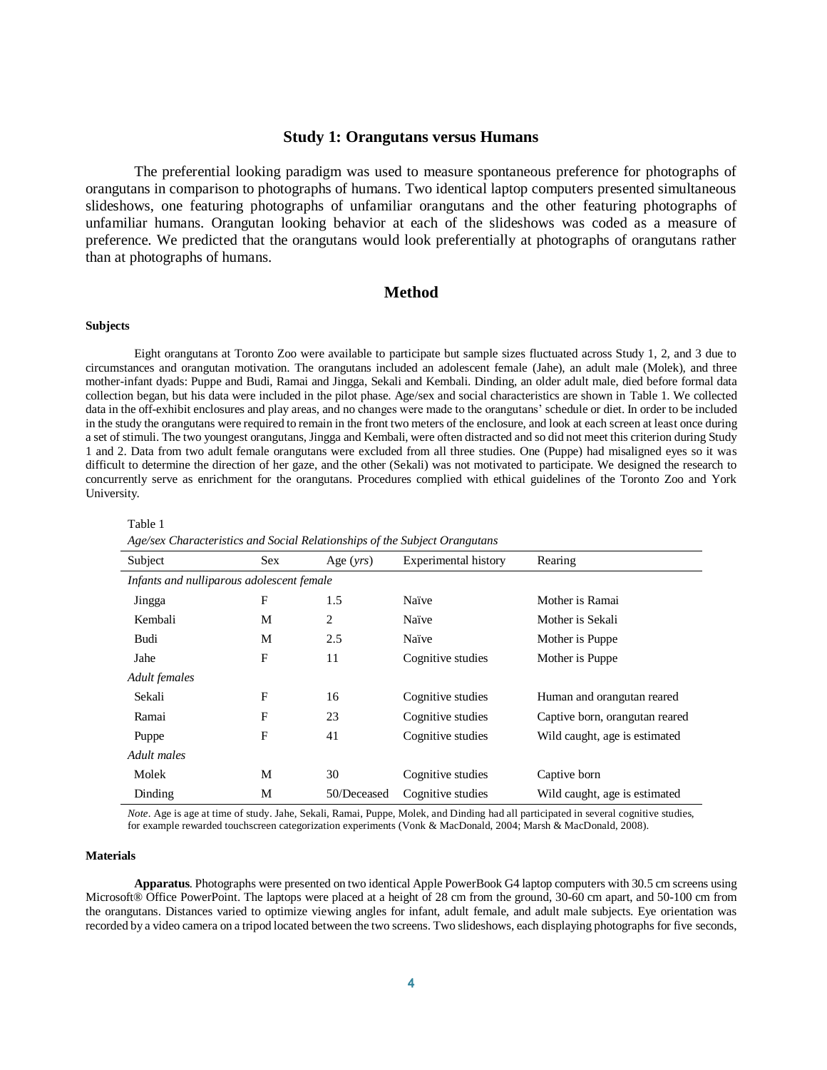## Study 1: Orangutans versus Humans

The preferential looking paradigm was used to measure spontaneous preference for photographs of orangutans in comparison to photographs of humans. Two identical laptop computers presented simultaneous slideshows, one featuring photographs of unfamiliar orangutans and the other featuring photographs of unfamiliar humans. Orangutan looking behavior at each of the slideshows was coded as a measure of preference. We predicted that the orangutans would look preferentially at photographs of orangutans rather than at photographs of humans.

## Method

#### Subjects

Eight orangutans at Toronto Zoo were available to participate but sample sizes fluctuated across Study 1, 2, and 3 due to circumstances and orangutan motivation. The orangutans included an adolescent female (Jahe), an adult male (Molek), and three mother-infant dyads: Puppe and Budi, Ramai and Jingga, Sekali and Kembali. Dinding, an older adult male, died before formal data collection began, but his data were included in the pilot phase. Age/sex and social characteristics are shown in Table 1. We collected data in the off-exhibit enclosures and play areas, and no changes were made to the orangutans' schedule or diet. In order to be included in the study the orangutans were required to remain in the front two meters of the enclosure, and look at each screen at least once during a set of stimuli. The two youngest orangutans, Jingga and Kembali, were often distracted and so did not meet this criterion during Study 1 and 2. Data from two adult female orangutans were excluded from all three studies. One (Puppe) had misaligned eyes so it was difficult to determine the direction of her gaze, and the other (Sekali) was not motivated to participate. We designed the research to concurrently serve as enrichment for the orangutans. Procedures complied with ethical guidelines of the Toronto Zoo and York University.

Table 1

*Age/sex Characteristics and Social Relationships of the Subject Orangutans*

| Subject | Sex | Age (*yrs*) | Experimental history | Rearing |
|---|---|---|---|---|
| *Infants and nulliparous adolescent female* | | | | |
| Jingga | F | 1.5 | Naïve | Mother is Ramai |
| Kembali | M | 2 | Naïve | Mother is Sekali |
| Budi | M | 2.5 | Naïve | Mother is Puppe |
| Jahe | F | 11 | Cognitive studies | Mother is Puppe |
| *Adult females* | | | | |
| Sekali | F | 16 | Cognitive studies | Human and orangutan reared |
| Ramai | F | 23 | Cognitive studies | Captive born, orangutan reared |
| Puppe | F | 41 | Cognitive studies | Wild caught, age is estimated |
| *Adult males* | | | | |
| Molek | M | 30 | Cognitive studies | Captive born |
| Dinding | M | 50/Deceased | Cognitive studies | Wild caught, age is estimated |

*Note*. Age is age at time of study. Jahe, Sekali, Ramai, Puppe, Molek, and Dinding had all participated in several cognitive studies, for example rewarded touchscreen categorization experiments (Vonk & MacDonald, 2004; Marsh & MacDonald, 2008).

#### Materials

**Apparatus**. Photographs were presented on two identical Apple PowerBook G4 laptop computers with 30.5 cm screens using Microsoft® Office PowerPoint. The laptops were placed at a height of 28 cm from the ground, 30-60 cm apart, and 50-100 cm from the orangutans. Distances varied to optimize viewing angles for infant, adult female, and adult male subjects. Eye orientation was recorded by a video camera on a tripod located between the two screens. Two slideshows, each displaying photographs for five seconds,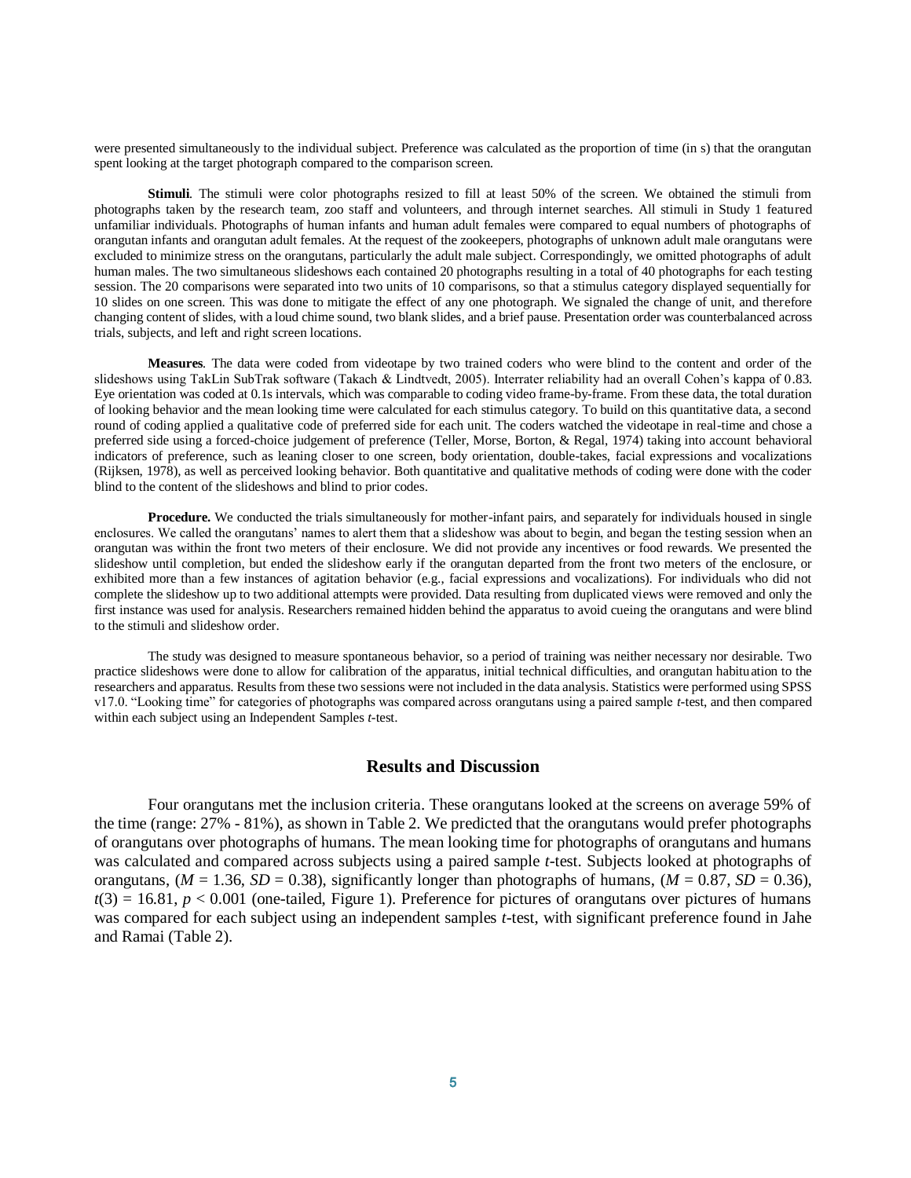were presented simultaneously to the individual subject. Preference was calculated as the proportion of time (in s) that the orangutan spent looking at the target photograph compared to the comparison screen.

**Stimuli**. The stimuli were color photographs resized to fill at least 50% of the screen. We obtained the stimuli from photographs taken by the research team, zoo staff and volunteers, and through internet searches. All stimuli in Study 1 featured unfamiliar individuals. Photographs of human infants and human adult females were compared to equal numbers of photographs of orangutan infants and orangutan adult females. At the request of the zookeepers, photographs of unknown adult male orangutans were excluded to minimize stress on the orangutans, particularly the adult male subject. Correspondingly, we omitted photographs of adult human males. The two simultaneous slideshows each contained 20 photographs resulting in a total of 40 photographs for each testing session. The 20 comparisons were separated into two units of 10 comparisons, so that a stimulus category displayed sequentially for 10 slides on one screen. This was done to mitigate the effect of any one photograph. We signaled the change of unit, and therefore changing content of slides, with a loud chime sound, two blank slides, and a brief pause. Presentation order was counterbalanced across trials, subjects, and left and right screen locations.

**Measures**. The data were coded from videotape by two trained coders who were blind to the content and order of the slideshows using TakLin SubTrak software (Takach & Lindtvedt, 2005). Interrater reliability had an overall Cohen's kappa of 0.83. Eye orientation was coded at 0.1s intervals, which was comparable to coding video frame-by-frame. From these data, the total duration of looking behavior and the mean looking time were calculated for each stimulus category. To build on this quantitative data, a second round of coding applied a qualitative code of preferred side for each unit. The coders watched the videotape in real-time and chose a preferred side using a forced-choice judgement of preference (Teller, Morse, Borton, & Regal, 1974) taking into account behavioral indicators of preference, such as leaning closer to one screen, body orientation, double-takes, facial expressions and vocalizations (Rijksen, 1978), as well as perceived looking behavior. Both quantitative and qualitative methods of coding were done with the coder blind to the content of the slideshows and blind to prior codes.

**Procedure.** We conducted the trials simultaneously for mother-infant pairs, and separately for individuals housed in single enclosures. We called the orangutans' names to alert them that a slideshow was about to begin, and began the testing session when an orangutan was within the front two meters of their enclosure. We did not provide any incentives or food rewards. We presented the slideshow until completion, but ended the slideshow early if the orangutan departed from the front two meters of the enclosure, or exhibited more than a few instances of agitation behavior (e.g., facial expressions and vocalizations). For individuals who did not complete the slideshow up to two additional attempts were provided. Data resulting from duplicated views were removed and only the first instance was used for analysis. Researchers remained hidden behind the apparatus to avoid cueing the orangutans and were blind to the stimuli and slideshow order.

The study was designed to measure spontaneous behavior, so a period of training was neither necessary nor desirable. Two practice slideshows were done to allow for calibration of the apparatus, initial technical difficulties, and orangutan habituation to the researchers and apparatus. Results from these two sessions were not included in the data analysis. Statistics were performed using SPSS v17.0. "Looking time" for categories of photographs was compared across orangutans using a paired sample *t*-test, and then compared within each subject using an Independent Samples *t*-test.

## Results and Discussion

Four orangutans met the inclusion criteria. These orangutans looked at the screens on average 59% of the time (range: 27% - 81%), as shown in Table 2. We predicted that the orangutans would prefer photographs of orangutans over photographs of humans. The mean looking time for photographs of orangutans and humans was calculated and compared across subjects using a paired sample *t*-test. Subjects looked at photographs of orangutans, ($M = 1.36$, $SD = 0.38$), significantly longer than photographs of humans, ($M = 0.87$, $SD = 0.36$), $t(3) = 16.81$, $p < 0.001$ (one-tailed, Figure 1). Preference for pictures of orangutans over pictures of humans was compared for each subject using an independent samples *t*-test, with significant preference found in Jahe and Ramai (Table 2).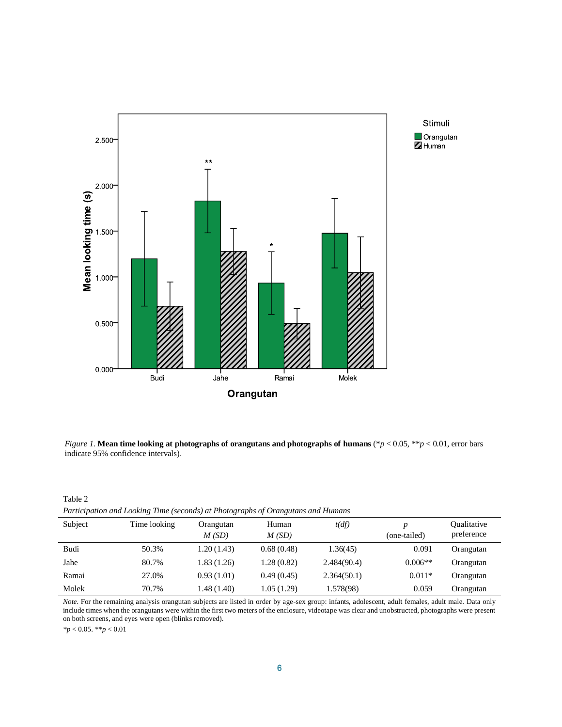*Figure 1.* **Mean time looking at photographs of orangutans and photographs of humans** (* $p < 0.05$, ** $p < 0.01$, error bars indicate 95% confidence intervals).

Table 2

*Participation and Looking Time (seconds) at Photographs of Orangutans and Humans*

| Subject | Time looking | Orangutan *M (SD)* | Human *M (SD)* | *t(df)* | *p* (one-tailed) | Qualitative preference |
|---|---|---|---|---|---|---|
| Budi | 50.3% | 1.20 (1.43) | 0.68 (0.48) | 1.36(45) | 0.091 | Orangutan |
| Jahe | 80.7% | 1.83 (1.26) | 1.28 (0.82) | 2.484(90.4) | 0.006** | Orangutan |
| Ramai | 27.0% | 0.93 (1.01) | 0.49 (0.45) | 2.364(50.1) | 0.011* | Orangutan |
| Molek | 70.7% | 1.48 (1.40) | 1.05 (1.29) | 1.578(98) | 0.059 | Orangutan |

*Note*. For the remaining analysis orangutan subjects are listed in order by age-sex group: infants, adolescent, adult females, adult male. Data only include times when the orangutans were within the first two meters of the enclosure, videotape was clear and unobstructed, photographs were present on both screens, and eyes were open (blinks removed).

* $p < 0.05$. ** $p < 0.01$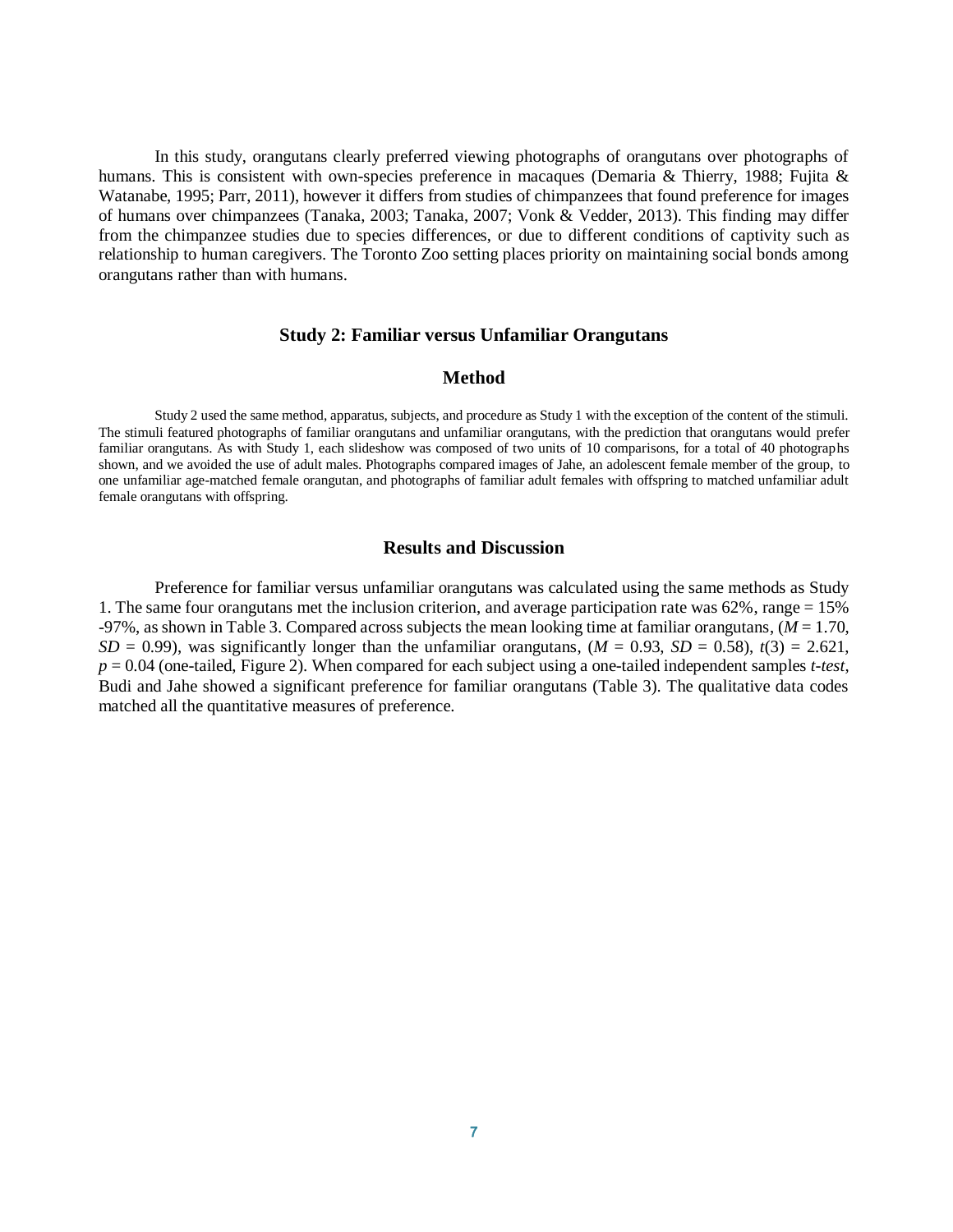In this study, orangutans clearly preferred viewing photographs of orangutans over photographs of humans. This is consistent with own-species preference in macaques (Demaria & Thierry, 1988; Fujita & Watanabe, 1995; Parr, 2011), however it differs from studies of chimpanzees that found preference for images of humans over chimpanzees (Tanaka, 2003; Tanaka, 2007; Vonk & Vedder, 2013). This finding may differ from the chimpanzee studies due to species differences, or due to different conditions of captivity such as relationship to human caregivers. The Toronto Zoo setting places priority on maintaining social bonds among orangutans rather than with humans.

## Study 2: Familiar versus Unfamiliar Orangutans

### Method

Study 2 used the same method, apparatus, subjects, and procedure as Study 1 with the exception of the content of the stimuli. The stimuli featured photographs of familiar orangutans and unfamiliar orangutans, with the prediction that orangutans would prefer familiar orangutans. As with Study 1, each slideshow was composed of two units of 10 comparisons, for a total of 40 photographs shown, and we avoided the use of adult males. Photographs compared images of Jahe, an adolescent female member of the group, to one unfamiliar age-matched female orangutan, and photographs of familiar adult females with offspring to matched unfamiliar adult female orangutans with offspring.

### Results and Discussion

Preference for familiar versus unfamiliar orangutans was calculated using the same methods as Study 1. The same four orangutans met the inclusion criterion, and average participation rate was 62%, range = 15% -97%, as shown in Table 3. Compared across subjects the mean looking time at familiar orangutans, ($M$ = 1.70, $SD$ = 0.99), was significantly longer than the unfamiliar orangutans, ($M$ = 0.93, $SD$ = 0.58), $t(3)$ = 2.621, $p$ = 0.04 (one-tailed, Figure 2). When compared for each subject using a one-tailed independent samples *t-test*, Budi and Jahe showed a significant preference for familiar orangutans (Table 3). The qualitative data codes matched all the quantitative measures of preference.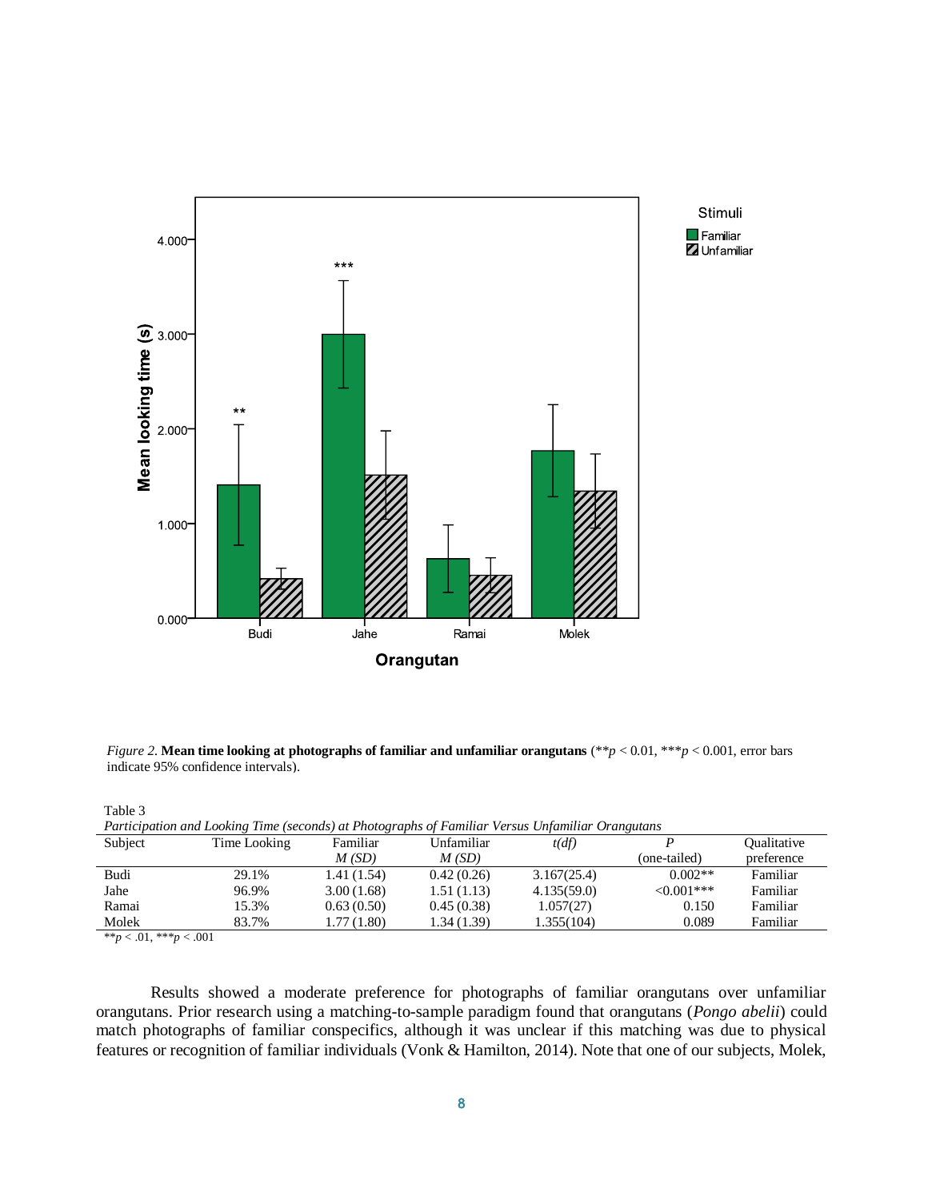*Figure 2.* **Mean time looking at photographs of familiar and unfamiliar orangutans** (\*\*$p < 0.01$, \*\*\*$p < 0.001$, error bars indicate 95% confidence intervals).

Table 3

*Participation and Looking Time (seconds) at Photographs of Familiar Versus Unfamiliar Orangutans*

| Subject | Time Looking | Familiar $M$ $(SD)$ | Unfamiliar $M$ $(SD)$ | $t(df)$ | $P$ (one-tailed) | Qualitative preference |
|---|---|---|---|---|---|---|
| Budi | 29.1% | 1.41 (1.54) | 0.42 (0.26) | 3.167(25.4) | 0.002** | Familiar |
| Jahe | 96.9% | 3.00 (1.68) | 1.51 (1.13) | 4.135(59.0) | <0.001*** | Familiar |
| Ramai | 15.3% | 0.63 (0.50) | 0.45 (0.38) | 1.057(27) | 0.150 | Familiar |
| Molek | 83.7% | 1.77 (1.80) | 1.34 (1.39) | 1.355(104) | 0.089 | Familiar |

\*\*$p < .01$, \*\*\*$p < .001$

Results showed a moderate preference for photographs of familiar orangutans over unfamiliar orangutans. Prior research using a matching-to-sample paradigm found that orangutans (*Pongo abelii*) could match photographs of familiar conspecifics, although it was unclear if this matching was due to physical features or recognition of familiar individuals (Vonk & Hamilton, 2014). Note that one of our subjects, Molek,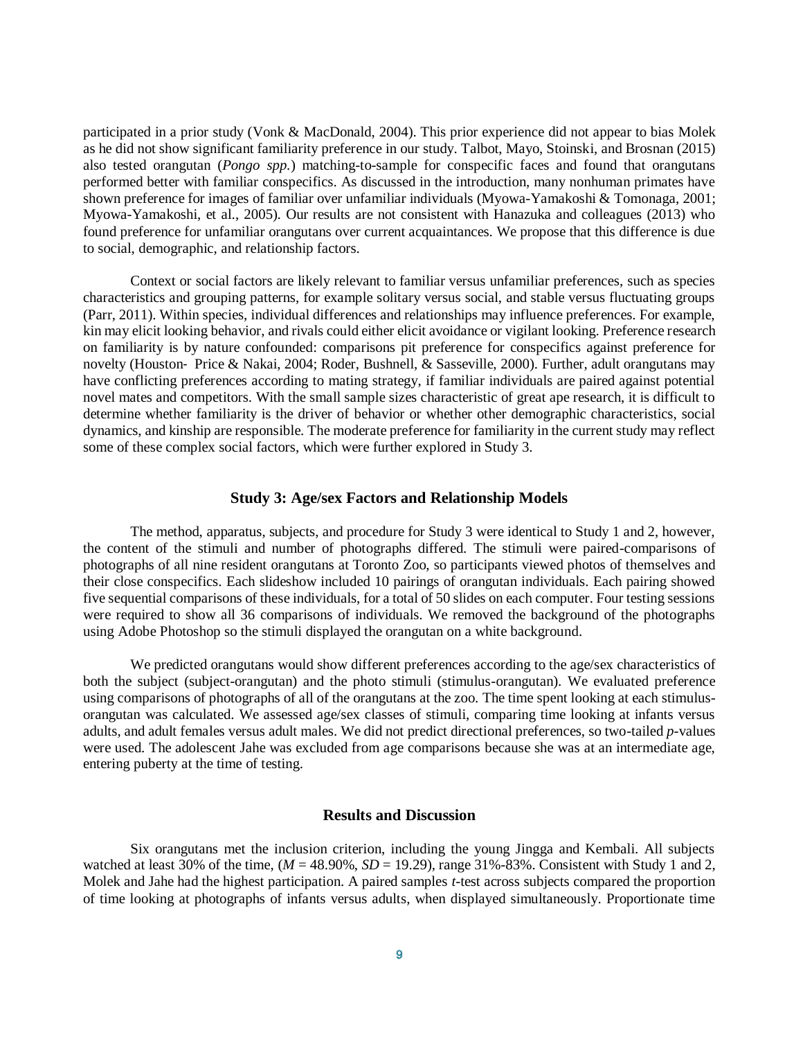participated in a prior study (Vonk & MacDonald, 2004). This prior experience did not appear to bias Molek as he did not show significant familiarity preference in our study. Talbot, Mayo, Stoinski, and Brosnan (2015) also tested orangutan (*Pongo spp.*) matching-to-sample for conspecific faces and found that orangutans performed better with familiar conspecifics. As discussed in the introduction, many nonhuman primates have shown preference for images of familiar over unfamiliar individuals (Myowa-Yamakoshi & Tomonaga, 2001; Myowa-Yamakoshi, et al., 2005). Our results are not consistent with Hanazuka and colleagues (2013) who found preference for unfamiliar orangutans over current acquaintances. We propose that this difference is due to social, demographic, and relationship factors.

Context or social factors are likely relevant to familiar versus unfamiliar preferences, such as species characteristics and grouping patterns, for example solitary versus social, and stable versus fluctuating groups (Parr, 2011). Within species, individual differences and relationships may influence preferences. For example, kin may elicit looking behavior, and rivals could either elicit avoidance or vigilant looking. Preference research on familiarity is by nature confounded: comparisons pit preference for conspecifics against preference for novelty (Houston- Price & Nakai, 2004; Roder, Bushnell, & Sasseville, 2000). Further, adult orangutans may have conflicting preferences according to mating strategy, if familiar individuals are paired against potential novel mates and competitors. With the small sample sizes characteristic of great ape research, it is difficult to determine whether familiarity is the driver of behavior or whether other demographic characteristics, social dynamics, and kinship are responsible. The moderate preference for familiarity in the current study may reflect some of these complex social factors, which were further explored in Study 3.

## Study 3: Age/sex Factors and Relationship Models

The method, apparatus, subjects, and procedure for Study 3 were identical to Study 1 and 2, however, the content of the stimuli and number of photographs differed. The stimuli were paired-comparisons of photographs of all nine resident orangutans at Toronto Zoo, so participants viewed photos of themselves and their close conspecifics. Each slideshow included 10 pairings of orangutan individuals. Each pairing showed five sequential comparisons of these individuals, for a total of 50 slides on each computer. Four testing sessions were required to show all 36 comparisons of individuals. We removed the background of the photographs using Adobe Photoshop so the stimuli displayed the orangutan on a white background.

We predicted orangutans would show different preferences according to the age/sex characteristics of both the subject (subject-orangutan) and the photo stimuli (stimulus-orangutan). We evaluated preference using comparisons of photographs of all of the orangutans at the zoo. The time spent looking at each stimulus-orangutan was calculated. We assessed age/sex classes of stimuli, comparing time looking at infants versus adults, and adult females versus adult males. We did not predict directional preferences, so two-tailed *p*-values were used. The adolescent Jahe was excluded from age comparisons because she was at an intermediate age, entering puberty at the time of testing.

## Results and Discussion

Six orangutans met the inclusion criterion, including the young Jingga and Kembali. All subjects watched at least 30% of the time, ($M$ = 48.90%, $SD$ = 19.29), range 31%-83%. Consistent with Study 1 and 2, Molek and Jahe had the highest participation. A paired samples *t*-test across subjects compared the proportion of time looking at photographs of infants versus adults, when displayed simultaneously. Proportionate time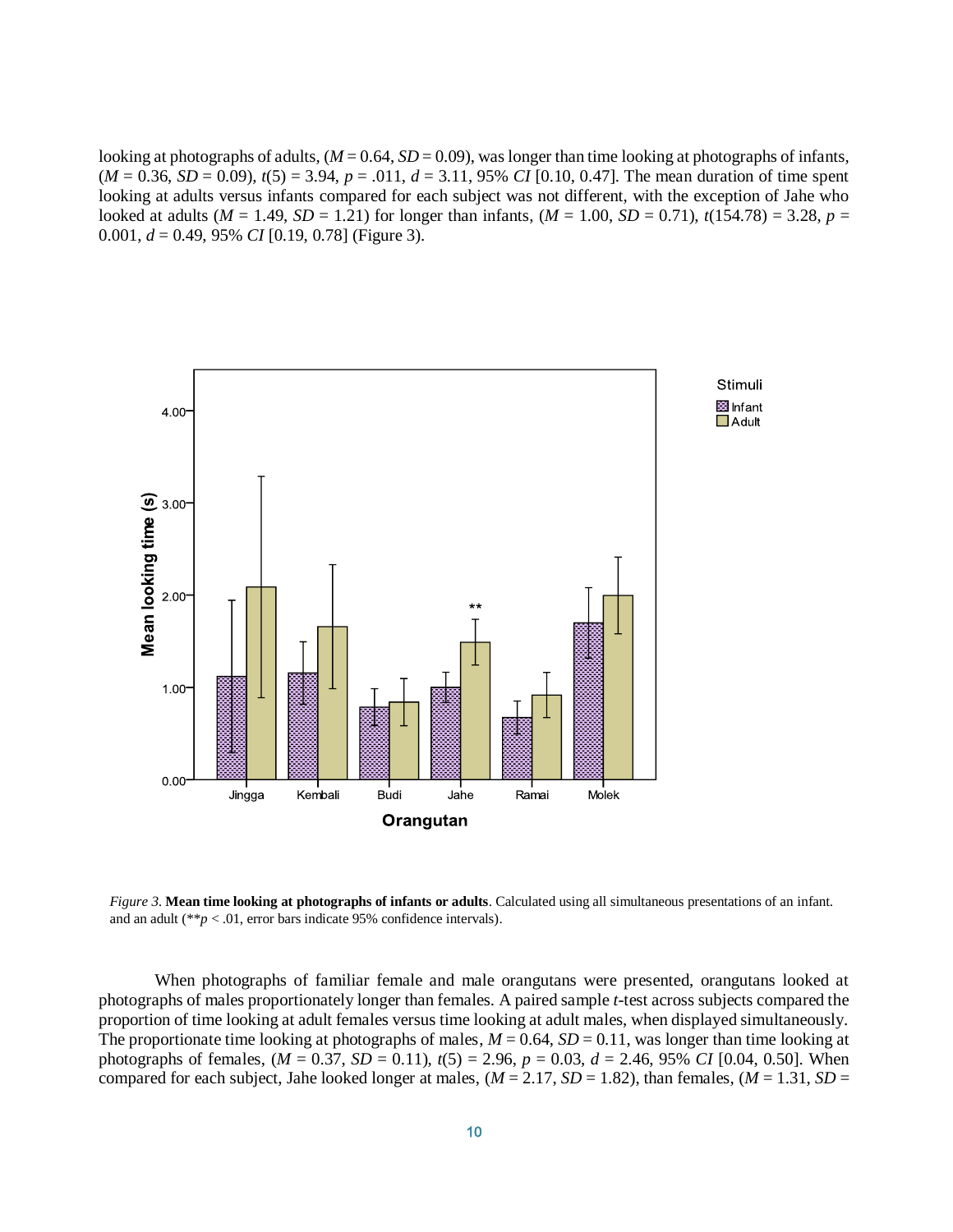looking at photographs of adults, ($M$ = 0.64, $SD$ = 0.09), was longer than time looking at photographs of infants, ($M$ = 0.36, $SD$ = 0.09), $t(5) = 3.94$, $p$ = .011, $d$ = 3.11, 95% *CI* [0.10, 0.47]. The mean duration of time spent looking at adults versus infants compared for each subject was not different, with the exception of Jahe who looked at adults ($M$ = 1.49, $SD$ = 1.21) for longer than infants, ($M$ = 1.00, $SD$ = 0.71), $t(154.78) = 3.28$, $p$ = 0.001, $d$ = 0.49, 95% *CI* [0.19, 0.78] (Figure 3).

*Figure 3*. **Mean time looking at photographs of infants or adults**. Calculated using all simultaneous presentations of an infant. and an adult (**$p < .01$, error bars indicate 95% confidence intervals).

When photographs of familiar female and male orangutans were presented, orangutans looked at photographs of males proportionately longer than females. A paired sample *t*-test across subjects compared the proportion of time looking at adult females versus time looking at adult males, when displayed simultaneously. The proportionate time looking at photographs of males, $M$ = 0.64, $SD$ = 0.11, was longer than time looking at photographs of females, ($M$ = 0.37, $SD$ = 0.11), $t(5) = 2.96$, $p$ = 0.03, $d$ = 2.46, 95% *CI* [0.04, 0.50]. When compared for each subject, Jahe looked longer at males, ($M$ = 2.17, $SD$ = 1.82), than females, ($M$ = 1.31, $SD$ =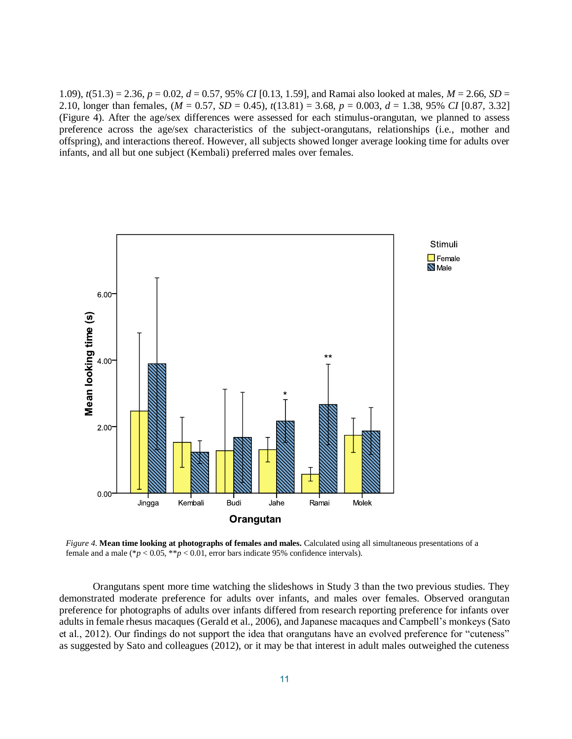1.09), $t(51.3) = 2.36$, $p = 0.02$, $d = 0.57$, 95% *CI* [0.13, 1.59], and Ramai also looked at males, $M = 2.66$, $SD = 2.10$, longer than females, ($M = 0.57$, $SD = 0.45$), $t(13.81) = 3.68$, $p = 0.003$, $d = 1.38$, 95% *CI* [0.87, 3.32] (Figure 4). After the age/sex differences were assessed for each stimulus-orangutan, we planned to assess preference across the age/sex characteristics of the subject-orangutans, relationships (i.e., mother and offspring), and interactions thereof. However, all subjects showed longer average looking time for adults over infants, and all but one subject (Kembali) preferred males over females.

*Figure 4.* **Mean time looking at photographs of females and males.** Calculated using all simultaneous presentations of a female and a male (*$p < 0.05$, **$p < 0.01$, error bars indicate 95% confidence intervals).

Orangutans spent more time watching the slideshows in Study 3 than the two previous studies. They demonstrated moderate preference for adults over infants, and males over females. Observed orangutan preference for photographs of adults over infants differed from research reporting preference for infants over adults in female rhesus macaques (Gerald et al., 2006), and Japanese macaques and Campbell's monkeys (Sato et al., 2012). Our findings do not support the idea that orangutans have an evolved preference for "cuteness" as suggested by Sato and colleagues (2012), or it may be that interest in adult males outweighed the cuteness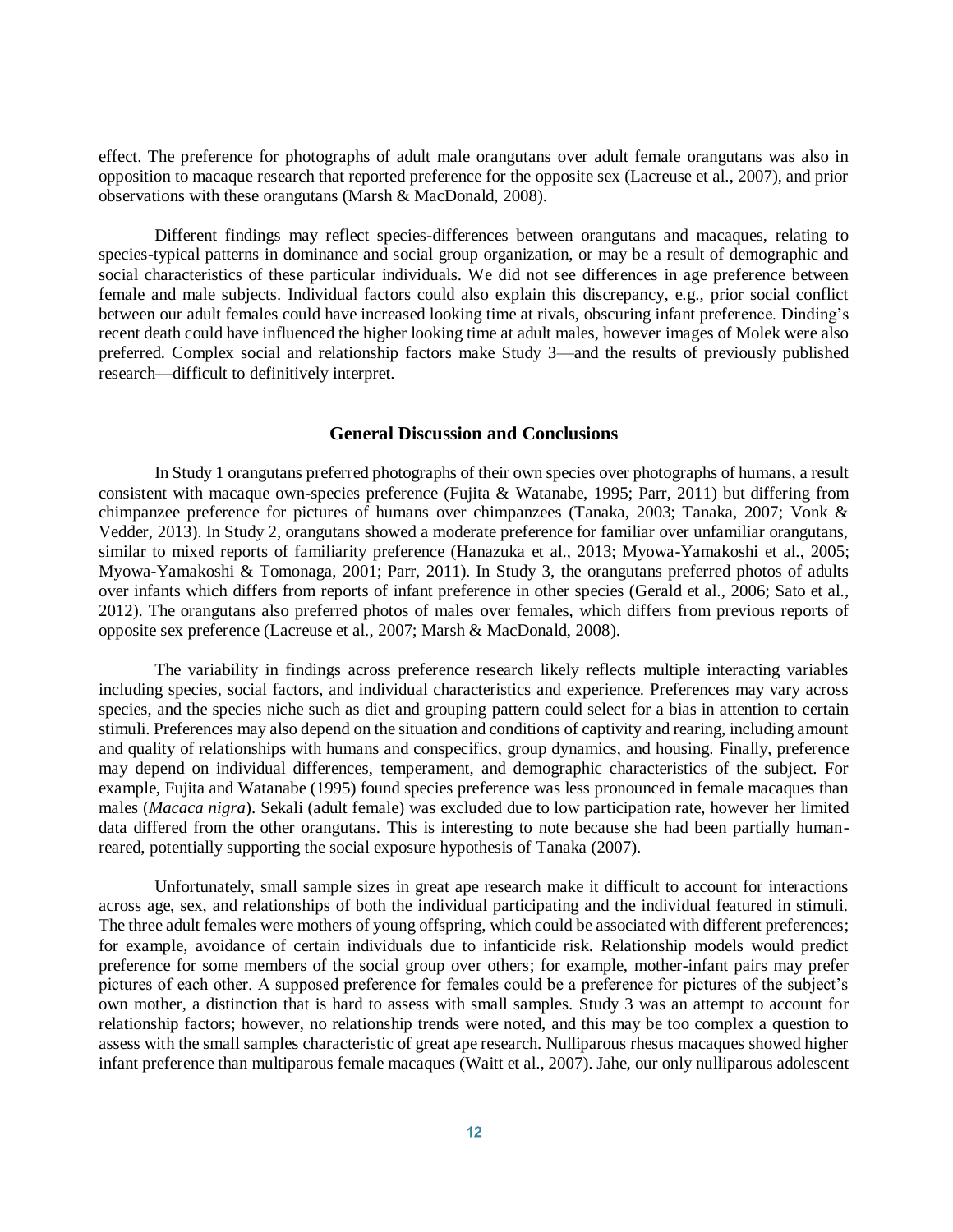effect. The preference for photographs of adult male orangutans over adult female orangutans was also in opposition to macaque research that reported preference for the opposite sex (Lacreuse et al., 2007), and prior observations with these orangutans (Marsh & MacDonald, 2008).

Different findings may reflect species-differences between orangutans and macaques, relating to species-typical patterns in dominance and social group organization, or may be a result of demographic and social characteristics of these particular individuals. We did not see differences in age preference between female and male subjects. Individual factors could also explain this discrepancy, e.g., prior social conflict between our adult females could have increased looking time at rivals, obscuring infant preference. Dinding's recent death could have influenced the higher looking time at adult males, however images of Molek were also preferred. Complex social and relationship factors make Study 3—and the results of previously published research—difficult to definitively interpret.

## General Discussion and Conclusions

In Study 1 orangutans preferred photographs of their own species over photographs of humans, a result consistent with macaque own-species preference (Fujita & Watanabe, 1995; Parr, 2011) but differing from chimpanzee preference for pictures of humans over chimpanzees (Tanaka, 2003; Tanaka, 2007; Vonk & Vedder, 2013). In Study 2, orangutans showed a moderate preference for familiar over unfamiliar orangutans, similar to mixed reports of familiarity preference (Hanazuka et al., 2013; Myowa-Yamakoshi et al., 2005; Myowa-Yamakoshi & Tomonaga, 2001; Parr, 2011). In Study 3, the orangutans preferred photos of adults over infants which differs from reports of infant preference in other species (Gerald et al., 2006; Sato et al., 2012). The orangutans also preferred photos of males over females, which differs from previous reports of opposite sex preference (Lacreuse et al., 2007; Marsh & MacDonald, 2008).

The variability in findings across preference research likely reflects multiple interacting variables including species, social factors, and individual characteristics and experience. Preferences may vary across species, and the species niche such as diet and grouping pattern could select for a bias in attention to certain stimuli. Preferences may also depend on the situation and conditions of captivity and rearing, including amount and quality of relationships with humans and conspecifics, group dynamics, and housing. Finally, preference may depend on individual differences, temperament, and demographic characteristics of the subject. For example, Fujita and Watanabe (1995) found species preference was less pronounced in female macaques than males (*Macaca nigra*). Sekali (adult female) was excluded due to low participation rate, however her limited data differed from the other orangutans. This is interesting to note because she had been partially human-reared, potentially supporting the social exposure hypothesis of Tanaka (2007).

Unfortunately, small sample sizes in great ape research make it difficult to account for interactions across age, sex, and relationships of both the individual participating and the individual featured in stimuli. The three adult females were mothers of young offspring, which could be associated with different preferences; for example, avoidance of certain individuals due to infanticide risk. Relationship models would predict preference for some members of the social group over others; for example, mother-infant pairs may prefer pictures of each other. A supposed preference for females could be a preference for pictures of the subject's own mother, a distinction that is hard to assess with small samples. Study 3 was an attempt to account for relationship factors; however, no relationship trends were noted, and this may be too complex a question to assess with the small samples characteristic of great ape research. Nulliparous rhesus macaques showed higher infant preference than multiparous female macaques (Waitt et al., 2007). Jahe, our only nulliparous adolescent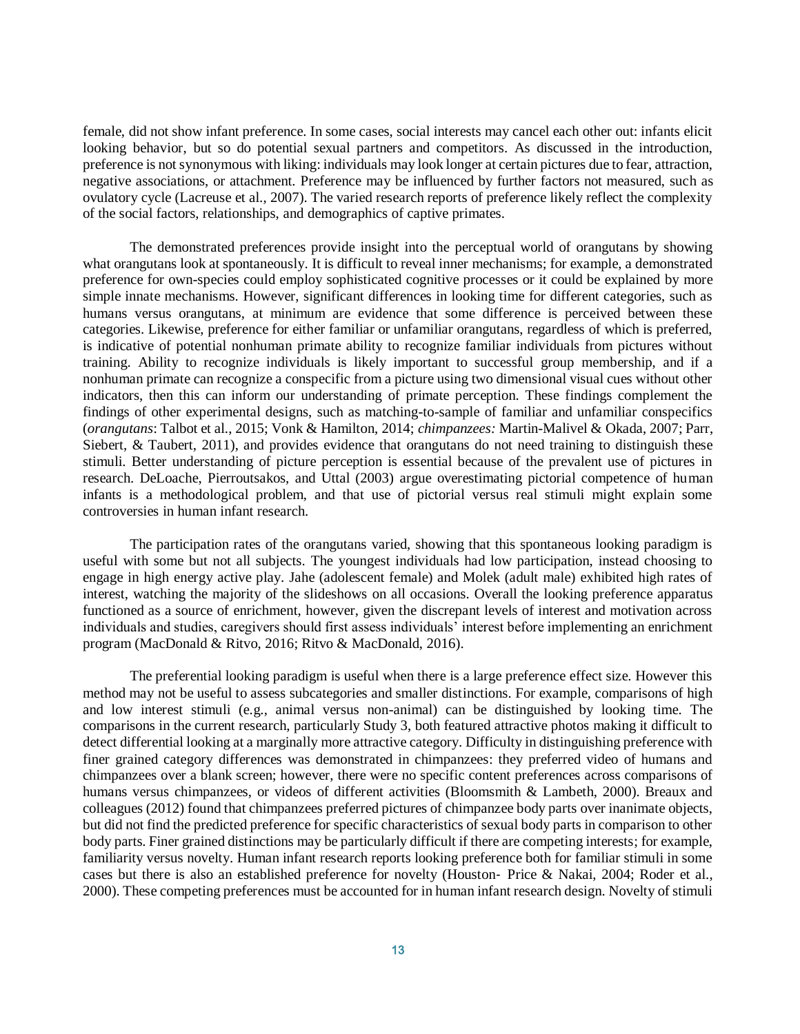female, did not show infant preference. In some cases, social interests may cancel each other out: infants elicit looking behavior, but so do potential sexual partners and competitors. As discussed in the introduction, preference is not synonymous with liking: individuals may look longer at certain pictures due to fear, attraction, negative associations, or attachment. Preference may be influenced by further factors not measured, such as ovulatory cycle (Lacreuse et al., 2007). The varied research reports of preference likely reflect the complexity of the social factors, relationships, and demographics of captive primates.

The demonstrated preferences provide insight into the perceptual world of orangutans by showing what orangutans look at spontaneously. It is difficult to reveal inner mechanisms; for example, a demonstrated preference for own-species could employ sophisticated cognitive processes or it could be explained by more simple innate mechanisms. However, significant differences in looking time for different categories, such as humans versus orangutans, at minimum are evidence that some difference is perceived between these categories. Likewise, preference for either familiar or unfamiliar orangutans, regardless of which is preferred, is indicative of potential nonhuman primate ability to recognize familiar individuals from pictures without training. Ability to recognize individuals is likely important to successful group membership, and if a nonhuman primate can recognize a conspecific from a picture using two dimensional visual cues without other indicators, then this can inform our understanding of primate perception. These findings complement the findings of other experimental designs, such as matching-to-sample of familiar and unfamiliar conspecifics (*orangutans*: Talbot et al., 2015; Vonk & Hamilton, 2014; *chimpanzees:* Martin-Malivel & Okada, 2007; Parr, Siebert, & Taubert, 2011), and provides evidence that orangutans do not need training to distinguish these stimuli. Better understanding of picture perception is essential because of the prevalent use of pictures in research. DeLoache, Pierroutsakos, and Uttal (2003) argue overestimating pictorial competence of human infants is a methodological problem, and that use of pictorial versus real stimuli might explain some controversies in human infant research.

The participation rates of the orangutans varied, showing that this spontaneous looking paradigm is useful with some but not all subjects. The youngest individuals had low participation, instead choosing to engage in high energy active play. Jahe (adolescent female) and Molek (adult male) exhibited high rates of interest, watching the majority of the slideshows on all occasions. Overall the looking preference apparatus functioned as a source of enrichment, however, given the discrepant levels of interest and motivation across individuals and studies, caregivers should first assess individuals' interest before implementing an enrichment program (MacDonald & Ritvo, 2016; Ritvo & MacDonald, 2016).

The preferential looking paradigm is useful when there is a large preference effect size. However this method may not be useful to assess subcategories and smaller distinctions. For example, comparisons of high and low interest stimuli (e.g., animal versus non-animal) can be distinguished by looking time. The comparisons in the current research, particularly Study 3, both featured attractive photos making it difficult to detect differential looking at a marginally more attractive category. Difficulty in distinguishing preference with finer grained category differences was demonstrated in chimpanzees: they preferred video of humans and chimpanzees over a blank screen; however, there were no specific content preferences across comparisons of humans versus chimpanzees, or videos of different activities (Bloomsmith & Lambeth, 2000). Breaux and colleagues (2012) found that chimpanzees preferred pictures of chimpanzee body parts over inanimate objects, but did not find the predicted preference for specific characteristics of sexual body parts in comparison to other body parts. Finer grained distinctions may be particularly difficult if there are competing interests; for example, familiarity versus novelty. Human infant research reports looking preference both for familiar stimuli in some cases but there is also an established preference for novelty (Houston- Price & Nakai, 2004; Roder et al., 2000). These competing preferences must be accounted for in human infant research design. Novelty of stimuli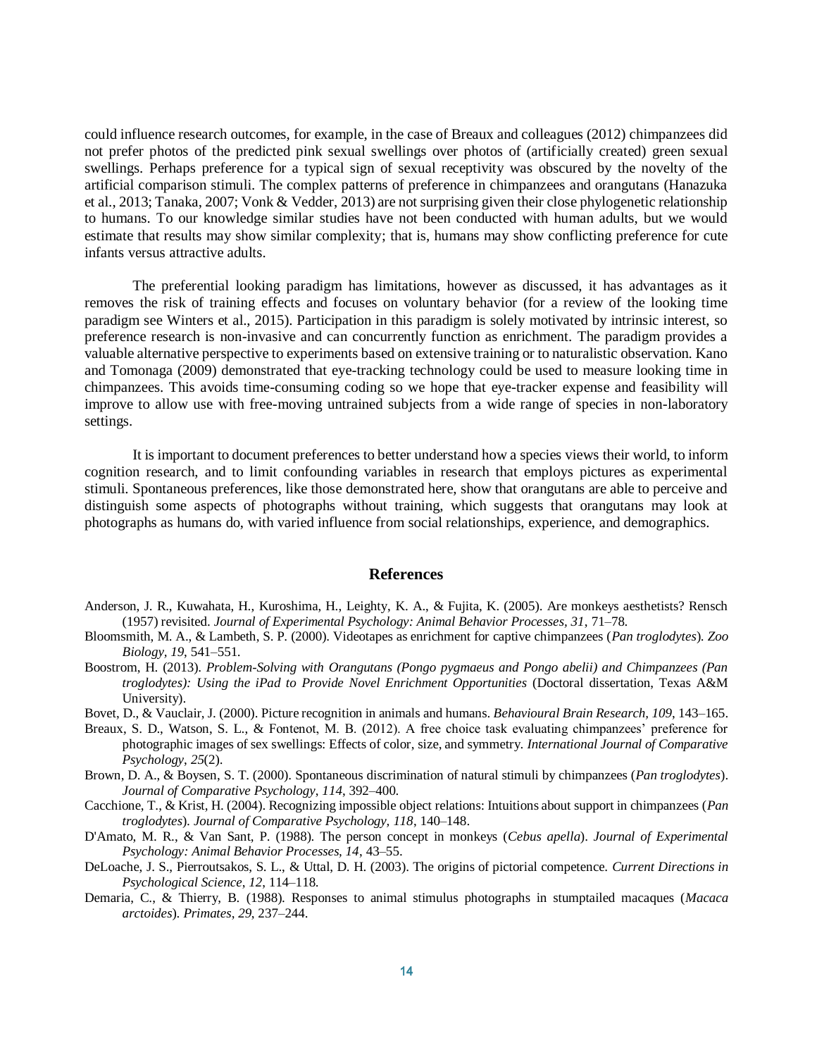could influence research outcomes, for example, in the case of Breaux and colleagues (2012) chimpanzees did not prefer photos of the predicted pink sexual swellings over photos of (artificially created) green sexual swellings. Perhaps preference for a typical sign of sexual receptivity was obscured by the novelty of the artificial comparison stimuli. The complex patterns of preference in chimpanzees and orangutans (Hanazuka et al., 2013; Tanaka, 2007; Vonk & Vedder, 2013) are not surprising given their close phylogenetic relationship to humans. To our knowledge similar studies have not been conducted with human adults, but we would estimate that results may show similar complexity; that is, humans may show conflicting preference for cute infants versus attractive adults.

The preferential looking paradigm has limitations, however as discussed, it has advantages as it removes the risk of training effects and focuses on voluntary behavior (for a review of the looking time paradigm see Winters et al., 2015). Participation in this paradigm is solely motivated by intrinsic interest, so preference research is non-invasive and can concurrently function as enrichment. The paradigm provides a valuable alternative perspective to experiments based on extensive training or to naturalistic observation. Kano and Tomonaga (2009) demonstrated that eye-tracking technology could be used to measure looking time in chimpanzees. This avoids time-consuming coding so we hope that eye-tracker expense and feasibility will improve to allow use with free-moving untrained subjects from a wide range of species in non-laboratory settings.

It is important to document preferences to better understand how a species views their world, to inform cognition research, and to limit confounding variables in research that employs pictures as experimental stimuli. Spontaneous preferences, like those demonstrated here, show that orangutans are able to perceive and distinguish some aspects of photographs without training, which suggests that orangutans may look at photographs as humans do, with varied influence from social relationships, experience, and demographics.

## References

Anderson, J. R., Kuwahata, H., Kuroshima, H., Leighty, K. A., & Fujita, K. (2005). Are monkeys aesthetists? Rensch (1957) revisited. *Journal of Experimental Psychology: Animal Behavior Processes, 31*, 71–78.

Bloomsmith, M. A., & Lambeth, S. P. (2000). Videotapes as enrichment for captive chimpanzees (*Pan troglodytes*). *Zoo Biology*, *19*, 541–551.

Boostrom, H. (2013). *Problem-Solving with Orangutans (Pongo pygmaeus and Pongo abelii) and Chimpanzees (Pan troglodytes): Using the iPad to Provide Novel Enrichment Opportunities* (Doctoral dissertation, Texas A&M University).

Bovet, D., & Vauclair, J. (2000). Picture recognition in animals and humans. *Behavioural Brain Research, 109*, 143–165.

Breaux, S. D., Watson, S. L., & Fontenot, M. B. (2012). A free choice task evaluating chimpanzees' preference for photographic images of sex swellings: Effects of color, size, and symmetry. *International Journal of Comparative Psychology*, *25*(2).

Brown, D. A., & Boysen, S. T. (2000). Spontaneous discrimination of natural stimuli by chimpanzees (*Pan troglodytes*). *Journal of Comparative Psychology*, *114*, 392–400.

Cacchione, T., & Krist, H. (2004). Recognizing impossible object relations: Intuitions about support in chimpanzees (*Pan troglodytes*). *Journal of Comparative Psychology, 118*, 140–148.

D'Amato, M. R., & Van Sant, P. (1988). The person concept in monkeys (*Cebus apella*). *Journal of Experimental Psychology: Animal Behavior Processes, 14*, 43–55.

DeLoache, J. S., Pierroutsakos, S. L., & Uttal, D. H. (2003). The origins of pictorial competence. *Current Directions in Psychological Science, 12*, 114–118.

Demaria, C., & Thierry, B. (1988). Responses to animal stimulus photographs in stumptailed macaques (*Macaca arctoides*). *Primates, 29*, 237–244.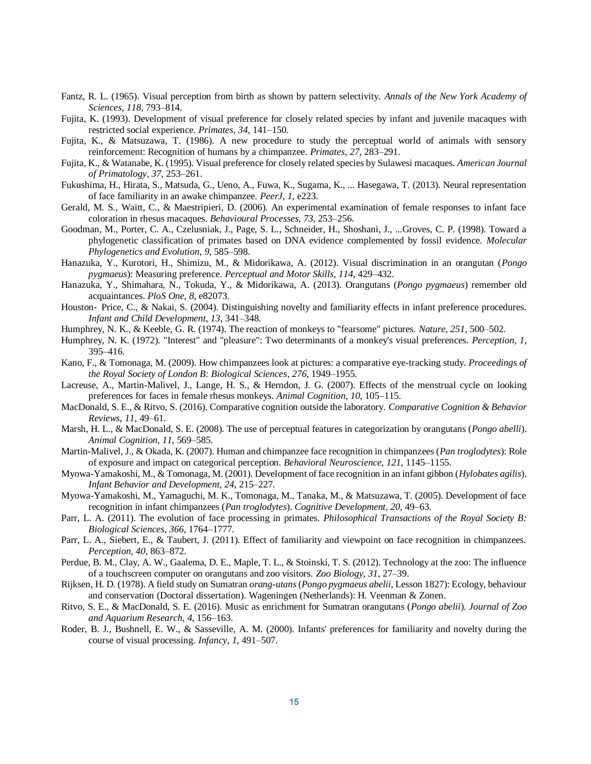Fantz, R. L. (1965). Visual perception from birth as shown by pattern selectivity. *Annals of the New York Academy of Sciences, 118*, 793–814.

Fujita, K. (1993). Development of visual preference for closely related species by infant and juvenile macaques with restricted social experience. *Primates, 34*, 141–150.

Fujita, K., & Matsuzawa, T. (1986). A new procedure to study the perceptual world of animals with sensory reinforcement: Recognition of humans by a chimpanzee. *Primates, 27*, 283–291.

Fujita, K., & Watanabe, K. (1995). Visual preference for closely related species by Sulawesi macaques. *American Journal of Primatology, 37*, 253–261.

Fukushima, H., Hirata, S., Matsuda, G., Ueno, A., Fuwa, K., Sugama, K., ... Hasegawa, T. (2013). Neural representation of face familiarity in an awake chimpanzee. *PeerJ, 1*, e223.

Gerald, M. S., Waitt, C., & Maestripieri, D. (2006). An experimental examination of female responses to infant face coloration in rhesus macaques. *Behavioural Processes, 73*, 253–256.

Goodman, M., Porter, C. A., Czelusniak, J., Page, S. L., Schneider, H., Shoshani, J., ...Groves, C. P. (1998). Toward a phylogenetic classification of primates based on DNA evidence complemented by fossil evidence. *Molecular Phylogenetics and Evolution, 9*, 585–598.

Hanazuka, Y., Kurotori, H., Shimizu, M., & Midorikawa, A. (2012). Visual discrimination in an orangutan (*Pongo pygmaeus*): Measuring preference. *Perceptual and Motor Skills, 114*, 429–432.

Hanazuka, Y., Shimahara, N., Tokuda, Y., & Midorikawa, A. (2013). Orangutans (*Pongo pygmaeus*) remember old acquaintances. *PloS One, 8*, e82073.

Houston‐Price, C., & Nakai, S. (2004). Distinguishing novelty and familiarity effects in infant preference procedures. *Infant and Child Development, 13*, 341–348.

Humphrey, N. K., & Keeble, G. R. (1974). The reaction of monkeys to "fearsome" pictures. *Nature, 251*, 500–502.

Humphrey, N. K. (1972). "Interest" and "pleasure": Two determinants of a monkey's visual preferences. *Perception, 1*, 395–416.

Kano, F., & Tomonaga, M. (2009). How chimpanzees look at pictures: a comparative eye-tracking study. *Proceedings of the Royal Society of London B: Biological Sciences, 276*, 1949–1955.

Lacreuse, A., Martin-Malivel, J., Lange, H. S., & Herndon, J. G. (2007). Effects of the menstrual cycle on looking preferences for faces in female rhesus monkeys. *Animal Cognition, 10*, 105–115.

MacDonald, S. E., & Ritvo, S. (2016). Comparative cognition outside the laboratory. *Comparative Cognition & Behavior Reviews, 11*, 49–61.

Marsh, H. L., & MacDonald, S. E. (2008). The use of perceptual features in categorization by orangutans (*Pongo abelli*). *Animal Cognition, 11*, 569–585.

Martin-Malivel, J., & Okada, K. (2007). Human and chimpanzee face recognition in chimpanzees (*Pan troglodytes*): Role of exposure and impact on categorical perception. *Behavioral Neuroscience, 121*, 1145–1155.

Myowa-Yamakoshi, M., & Tomonaga, M. (2001). Development of face recognition in an infant gibbon (*Hylobates agilis*). *Infant Behavior and Development, 24*, 215–227.

Myowa-Yamakoshi, M., Yamaguchi, M. K., Tomonaga, M., Tanaka, M., & Matsuzawa, T. (2005). Development of face recognition in infant chimpanzees (*Pan troglodytes*). *Cognitive Development, 20*, 49–63.

Parr, L. A. (2011). The evolution of face processing in primates. *Philosophical Transactions of the Royal Society B: Biological Sciences, 366*, 1764–1777.

Parr, L. A., Siebert, E., & Taubert, J. (2011). Effect of familiarity and viewpoint on face recognition in chimpanzees. *Perception, 40*, 863–872.

Perdue, B. M., Clay, A. W., Gaalema, D. E., Maple, T. L., & Stoinski, T. S. (2012). Technology at the zoo: The influence of a touchscreen computer on orangutans and zoo visitors. *Zoo Biology, 31*, 27–39.

Rijksen, H. D. (1978). A field study on Sumatran *orang-utans* (*Pongo pygmaeus abelii*, Lesson 1827): Ecology, behaviour and conservation (Doctoral dissertation). Wageningen (Netherlands): H. Veenman & Zonen.

Ritvo, S. E., & MacDonald, S. E. (2016). Music as enrichment for Sumatran orangutans (*Pongo abelii*). *Journal of Zoo and Aquarium Research, 4*, 156–163.

Roder, B. J., Bushnell, E. W., & Sasseville, A. M. (2000). Infants' preferences for familiarity and novelty during the course of visual processing. *Infancy, 1*, 491–507.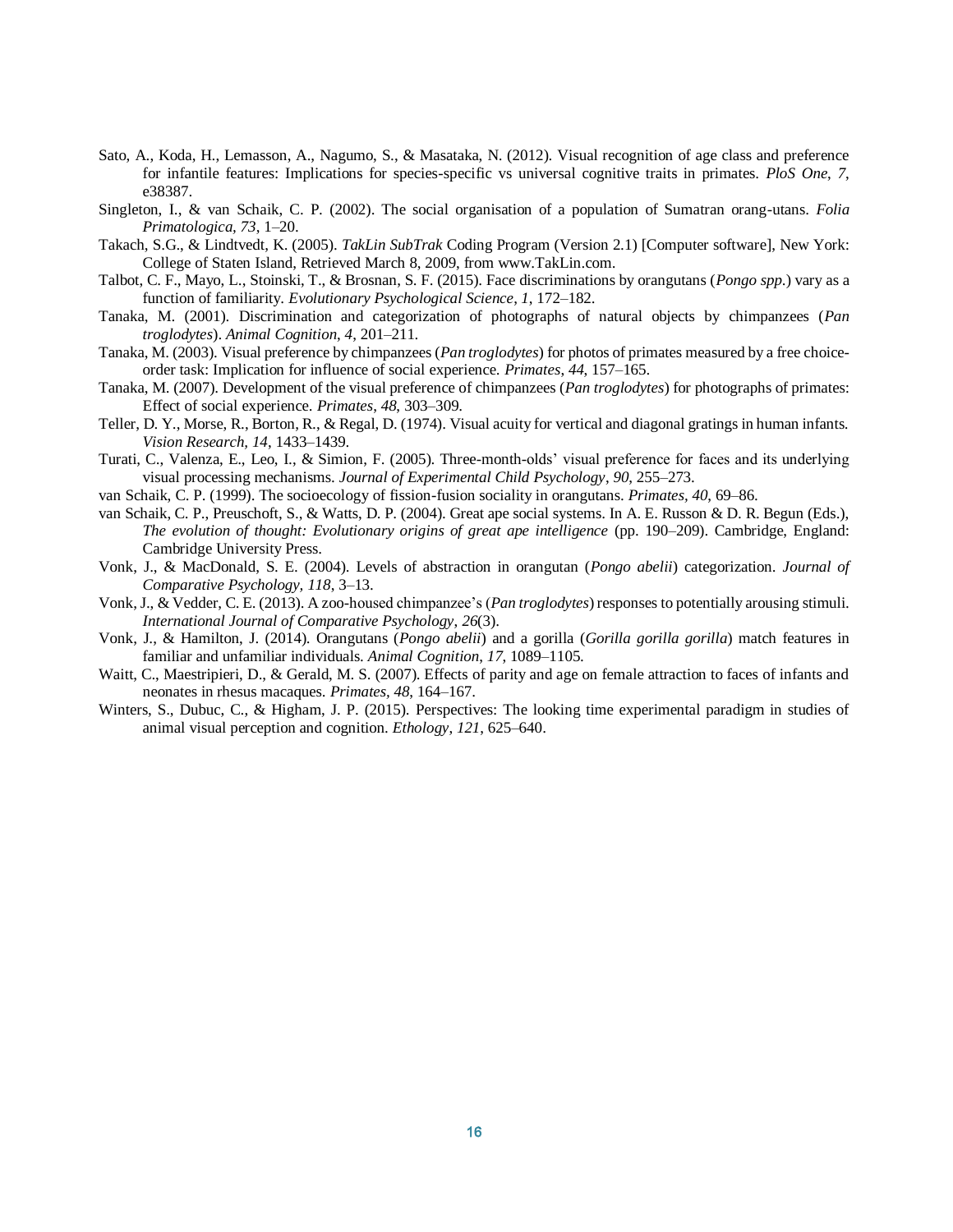Sato, A., Koda, H., Lemasson, A., Nagumo, S., & Masataka, N. (2012). Visual recognition of age class and preference for infantile features: Implications for species-specific vs universal cognitive traits in primates. *PloS One*, *7*, e38387.

Singleton, I., & van Schaik, C. P. (2002). The social organisation of a population of Sumatran orang-utans. *Folia Primatologica*, *73*, 1–20.

Takach, S.G., & Lindtvedt, K. (2005). *TakLin SubTrak* Coding Program (Version 2.1) [Computer software], New York: College of Staten Island, Retrieved March 8, 2009, from www.TakLin.com.

Talbot, C. F., Mayo, L., Stoinski, T., & Brosnan, S. F. (2015). Face discriminations by orangutans (*Pongo spp.*) vary as a function of familiarity. *Evolutionary Psychological Science*, *1*, 172–182.

Tanaka, M. (2001). Discrimination and categorization of photographs of natural objects by chimpanzees (*Pan troglodytes*). *Animal Cognition*, *4*, 201–211.

Tanaka, M. (2003). Visual preference by chimpanzees (*Pan troglodytes*) for photos of primates measured by a free choice-order task: Implication for influence of social experience. *Primates*, *44*, 157–165.

Tanaka, M. (2007). Development of the visual preference of chimpanzees (*Pan troglodytes*) for photographs of primates: Effect of social experience. *Primates*, *48*, 303–309.

Teller, D. Y., Morse, R., Borton, R., & Regal, D. (1974). Visual acuity for vertical and diagonal gratings in human infants. *Vision Research, 14*, 1433–1439.

Turati, C., Valenza, E., Leo, I., & Simion, F. (2005). Three-month-olds' visual preference for faces and its underlying visual processing mechanisms. *Journal of Experimental Child Psychology*, *90*, 255–273.

van Schaik, C. P. (1999). The socioecology of fission-fusion sociality in orangutans. *Primates*, *40*, 69–86.

van Schaik, C. P., Preuschoft, S., & Watts, D. P. (2004). Great ape social systems. In A. E. Russon & D. R. Begun (Eds.), *The evolution of thought: Evolutionary origins of great ape intelligence* (pp. 190–209). Cambridge, England: Cambridge University Press.

Vonk, J., & MacDonald, S. E. (2004). Levels of abstraction in orangutan (*Pongo abelii*) categorization. *Journal of Comparative Psychology, 118*, 3–13.

Vonk, J., & Vedder, C. E. (2013). A zoo-housed chimpanzee's (*Pan troglodytes*) responses to potentially arousing stimuli. *International Journal of Comparative Psychology*, *26*(3).

Vonk, J., & Hamilton, J. (2014). Orangutans (*Pongo abelii*) and a gorilla (*Gorilla gorilla gorilla*) match features in familiar and unfamiliar individuals. *Animal Cognition*, *17*, 1089–1105.

Waitt, C., Maestripieri, D., & Gerald, M. S. (2007). Effects of parity and age on female attraction to faces of infants and neonates in rhesus macaques. *Primates, 48*, 164–167.

Winters, S., Dubuc, C., & Higham, J. P. (2015). Perspectives: The looking time experimental paradigm in studies of animal visual perception and cognition. *Ethology*, *121*, 625–640.